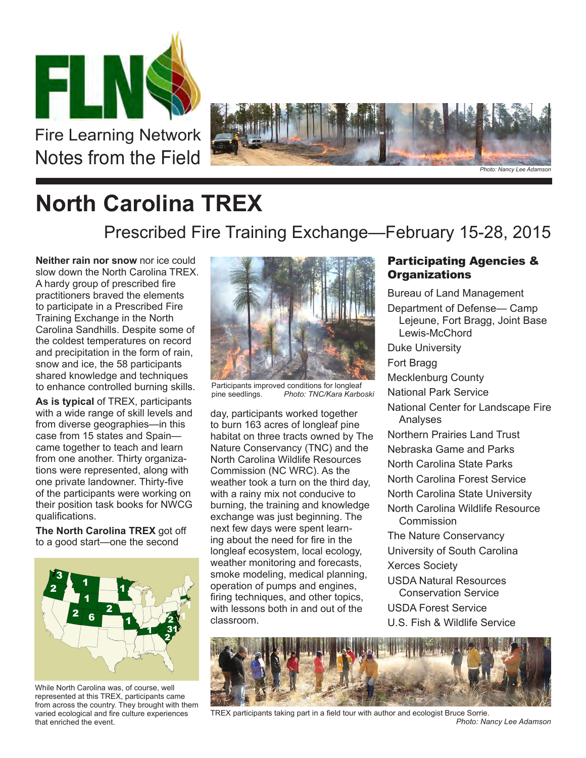Fire Learning Network
Notes from the Field

Photo: Nancy Lee Adamson

# North Carolina TREX

## Prescribed Fire Training Exchange—February 15-28, 2015

**Neither rain nor snow** nor ice could slow down the North Carolina TREX. A hardy group of prescribed fire practitioners braved the elements to participate in a Prescribed Fire Training Exchange in the North Carolina Sandhills. Despite some of the coldest temperatures on record and precipitation in the form of rain, snow and ice, the 58 participants shared knowledge and techniques to enhance controlled burning skills.

**As is typical** of TREX, participants with a wide range of skill levels and from diverse geographies—in this case from 15 states and Spain—came together to teach and learn from one another. Thirty organizations were represented, along with one private landowner. Thirty-five of the participants were working on their position task books for NWCG qualifications.

**The North Carolina TREX** got off to a good start—one the second day, participants worked together to burn 163 acres of longleaf pine habitat on three tracts owned by The Nature Conservancy (TNC) and the North Carolina Wildlife Resources Commission (NC WRC). As the weather took a turn on the third day, with a rainy mix not conducive to burning, the training and knowledge exchange was just beginning. The next few days were spent learning about the need for fire in the longleaf ecosystem, local ecology, weather monitoring and forecasts, smoke modeling, medical planning, operation of pumps and engines, firing techniques, and other topics, with lessons both in and out of the classroom.

Participants improved conditions for longleaf pine seedlings. *Photo: TNC/Kara Karboski*

While North Carolina was, of course, well represented at this TREX, participants came from across the country. They brought with them varied ecological and fire culture experiences that enriched the event.

### Participating Agencies & Organizations

- Bureau of Land Management
- Department of Defense— Camp Lejeune, Fort Bragg, Joint Base Lewis-McChord
- Duke University
- Fort Bragg
- Mecklenburg County
- National Park Service
- National Center for Landscape Fire Analyses
- Northern Prairies Land Trust
- Nebraska Game and Parks
- North Carolina State Parks
- North Carolina Forest Service
- North Carolina State University
- North Carolina Wildlife Resource Commission
- The Nature Conservancy
- University of South Carolina
- Xerces Society
- USDA Natural Resources Conservation Service
- USDA Forest Service
- U.S. Fish & Wildlife Service

TREX participants taking part in a field tour with author and ecologist Bruce Sorrie.
*Photo: Nancy Lee Adamson*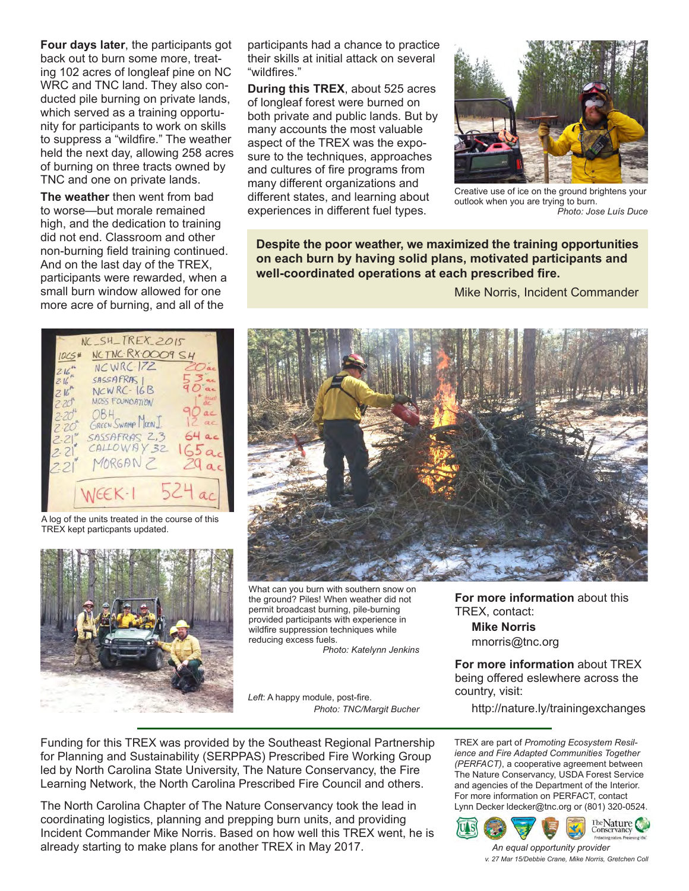**Four days later**, the participants got back out to burn some more, treating 102 acres of longleaf pine on NC WRC and TNC land. They also conducted pile burning on private lands, which served as a training opportunity for participants to work on skills to suppress a "wildfire." The weather held the next day, allowing 258 acres of burning on three tracts owned by TNC and one on private lands.

**The weather** then went from bad to worse—but morale remained high, and the dedication to training did not end. Classroom and other non-burning field training continued. And on the last day of the TREX, participants were rewarded, when a small burn window allowed for one more acre of burning, and all of the participants had a chance to practice their skills at initial attack on several "wildfires."

**During this TREX**, about 525 acres of longleaf forest were burned on both private and public lands. But by many accounts the most valuable aspect of the TREX was the exposure to the techniques, approaches and cultures of fire programs from many different organizations and different states, and learning about experiences in different fuel types.

Creative use of ice on the ground brightens your outlook when you are trying to burn.
*Photo: Jose Luís Duce*

> **Despite the poor weather, we maximized the training opportunities on each burn by having solid plans, motivated participants and well-coordinated operations at each prescribed fire.**
>
> Mike Norris, Incident Commander

A log of the units treated in the course of this TREX kept particpants updated.

What can you burn with southern snow on the ground? Piles! When weather did not permit broadcast burning, pile-burning provided participants with experience in wildfire suppression techniques while reducing excess fuels.
*Photo: Katelynn Jenkins*

*Left*: A happy module, post-fire.
*Photo: TNC/Margit Bucher*

**For more information** about this TREX, contact:

**Mike Norris**
mnorris@tnc.org

**For more information** about TREX being offered eslewhere across the country, visit:

http://nature.ly/trainingexchanges

Funding for this TREX was provided by the Southeast Regional Partnership for Planning and Sustainability (SERPPAS) Prescribed Fire Working Group led by North Carolina State University, The Nature Conservancy, the Fire Learning Network, the North Carolina Prescribed Fire Council and others.

The North Carolina Chapter of The Nature Conservancy took the lead in coordinating logistics, planning and prepping burn units, and providing Incident Commander Mike Norris. Based on how well this TREX went, he is already starting to make plans for another TREX in May 2017.

TREX are part of *Promoting Ecosystem Resilience and Fire Adapted Communities Together (PERFACT)*, a cooperative agreement between The Nature Conservancy, USDA Forest Service and agencies of the Department of the Interior. For more information on PERFACT, contact Lynn Decker ldecker@tnc.org or (801) 320-0524.

*An equal opportunity provider*

*v. 27 Mar 15/Debbie Crane, Mike Norris, Gretchen Coll*